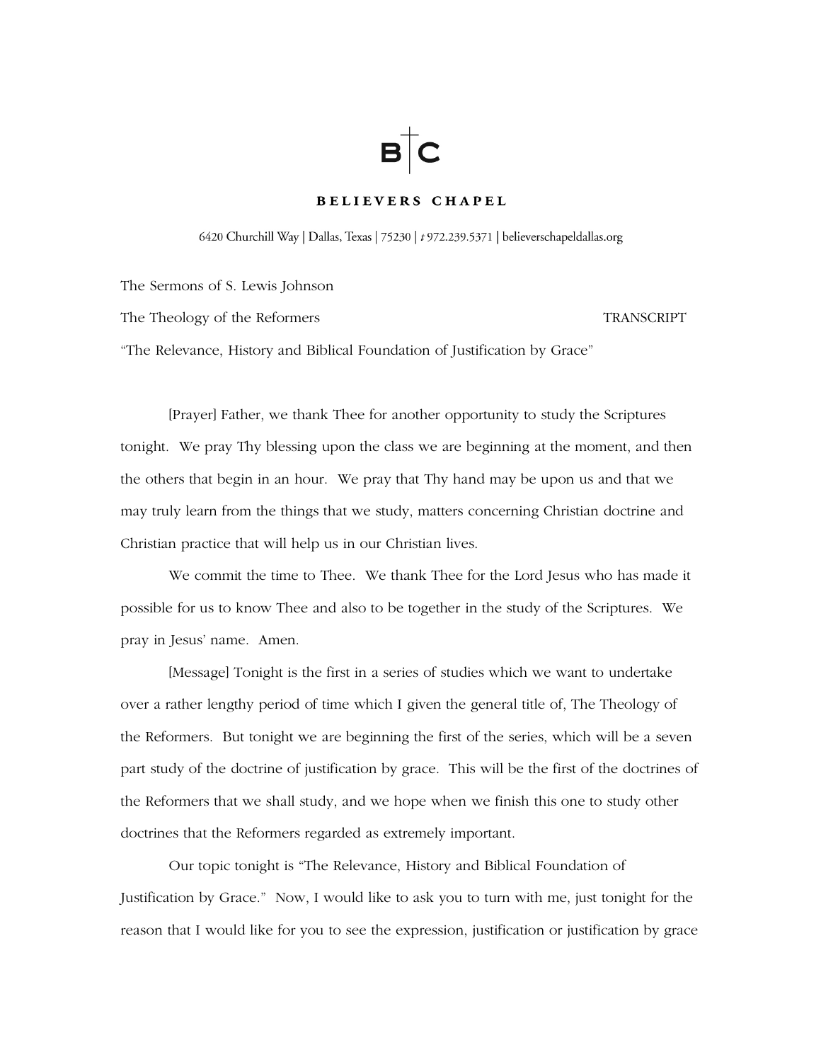B|C

**BELIEVERS CHAPEL**

6420 Churchill Way | Dallas, Texas | 75230 | *t* 972.239.5371 | believerschapeldallas.org

The Sermons of S. Lewis Johnson

The Theology of the Reformers TRANSCRIPT

"The Relevance, History and Biblical Foundation of Justification by Grace"

[Prayer] Father, we thank Thee for another opportunity to study the Scriptures tonight. We pray Thy blessing upon the class we are beginning at the moment, and then the others that begin in an hour. We pray that Thy hand may be upon us and that we may truly learn from the things that we study, matters concerning Christian doctrine and Christian practice that will help us in our Christian lives.

We commit the time to Thee. We thank Thee for the Lord Jesus who has made it possible for us to know Thee and also to be together in the study of the Scriptures. We pray in Jesus' name. Amen.

[Message] Tonight is the first in a series of studies which we want to undertake over a rather lengthy period of time which I given the general title of, The Theology of the Reformers. But tonight we are beginning the first of the series, which will be a seven part study of the doctrine of justification by grace. This will be the first of the doctrines of the Reformers that we shall study, and we hope when we finish this one to study other doctrines that the Reformers regarded as extremely important.

Our topic tonight is "The Relevance, History and Biblical Foundation of Justification by Grace." Now, I would like to ask you to turn with me, just tonight for the reason that I would like for you to see the expression, justification or justification by grace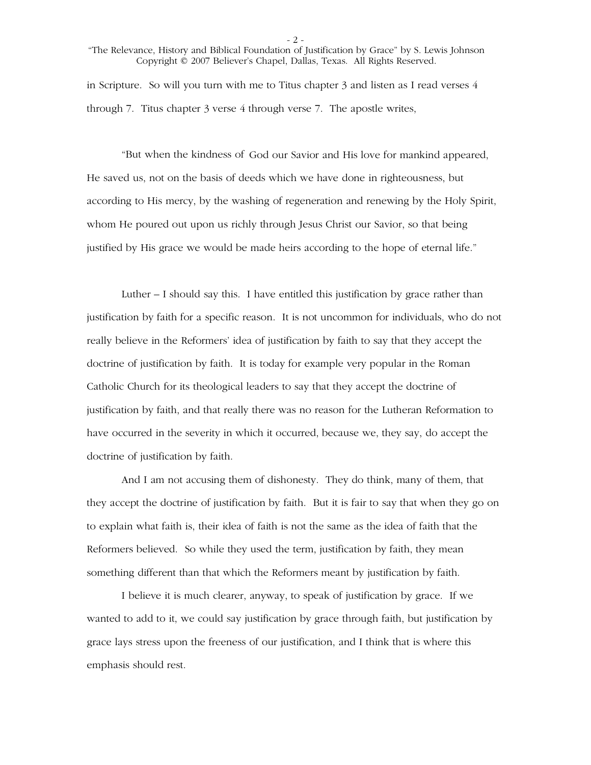in Scripture. So will you turn with me to Titus chapter 3 and listen as I read verses 4 through 7. Titus chapter 3 verse 4 through verse 7. The apostle writes,

"But when the kindness of God our Savior and His love for mankind appeared, He saved us, not on the basis of deeds which we have done in righteousness, but according to His mercy, by the washing of regeneration and renewing by the Holy Spirit, whom He poured out upon us richly through Jesus Christ our Savior, so that being justified by His grace we would be made heirs according to the hope of eternal life."

Luther – I should say this. I have entitled this justification by grace rather than justification by faith for a specific reason. It is not uncommon for individuals, who do not really believe in the Reformers' idea of justification by faith to say that they accept the doctrine of justification by faith. It is today for example very popular in the Roman Catholic Church for its theological leaders to say that they accept the doctrine of justification by faith, and that really there was no reason for the Lutheran Reformation to have occurred in the severity in which it occurred, because we, they say, do accept the doctrine of justification by faith.

And I am not accusing them of dishonesty. They do think, many of them, that they accept the doctrine of justification by faith. But it is fair to say that when they go on to explain what faith is, their idea of faith is not the same as the idea of faith that the Reformers believed. So while they used the term, justification by faith, they mean something different than that which the Reformers meant by justification by faith.

I believe it is much clearer, anyway, to speak of justification by grace. If we wanted to add to it, we could say justification by grace through faith, but justification by grace lays stress upon the freeness of our justification, and I think that is where this emphasis should rest.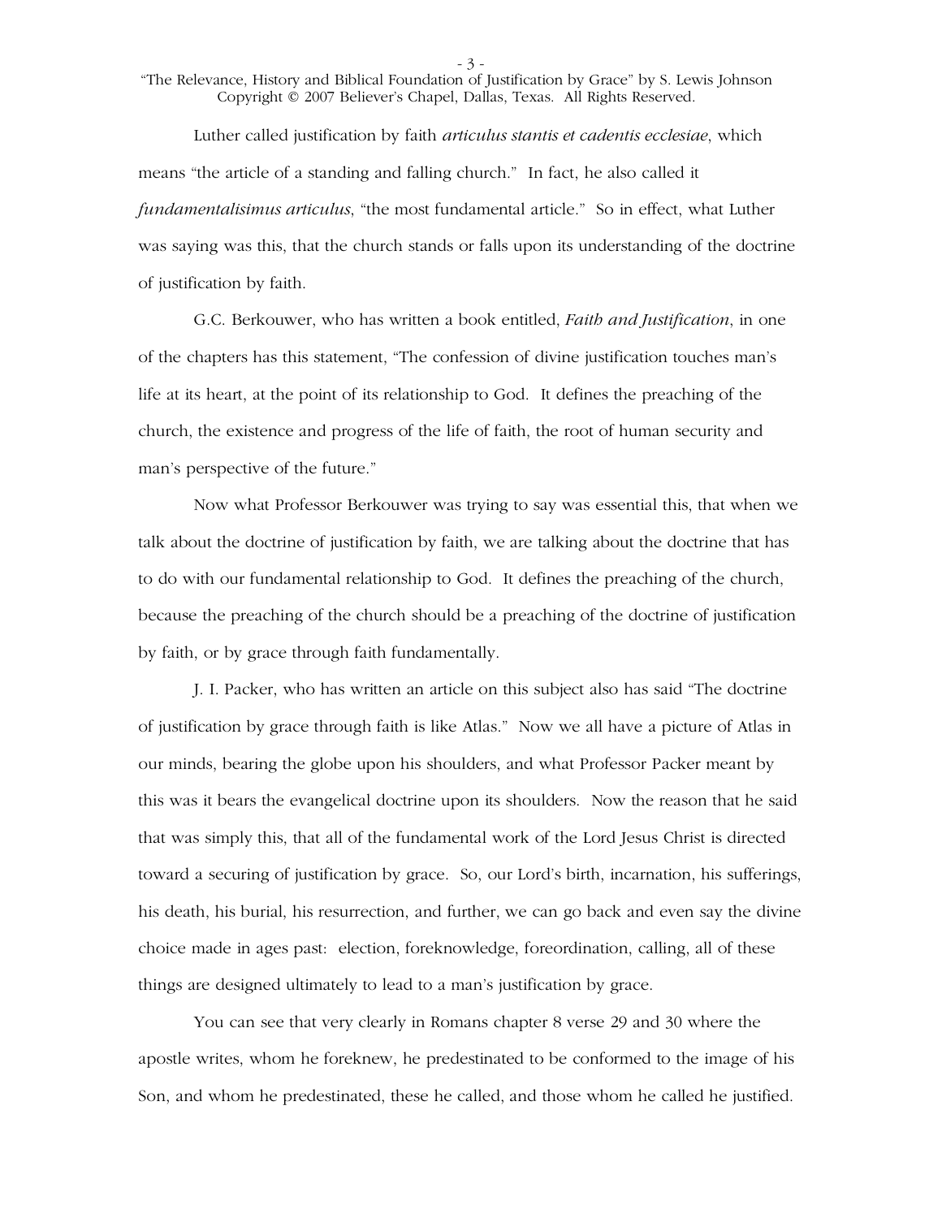Luther called justification by faith *articulus stantis et cadentis ecclesiae*, which means "the article of a standing and falling church." In fact, he also called it *fundamentalisimus articulus*, "the most fundamental article." So in effect, what Luther was saying was this, that the church stands or falls upon its understanding of the doctrine of justification by faith.

G.C. Berkouwer, who has written a book entitled, *Faith and Justification*, in one of the chapters has this statement, "The confession of divine justification touches man's life at its heart, at the point of its relationship to God. It defines the preaching of the church, the existence and progress of the life of faith, the root of human security and man's perspective of the future."

Now what Professor Berkouwer was trying to say was essential this, that when we talk about the doctrine of justification by faith, we are talking about the doctrine that has to do with our fundamental relationship to God. It defines the preaching of the church, because the preaching of the church should be a preaching of the doctrine of justification by faith, or by grace through faith fundamentally.

J. I. Packer, who has written an article on this subject also has said "The doctrine of justification by grace through faith is like Atlas." Now we all have a picture of Atlas in our minds, bearing the globe upon his shoulders, and what Professor Packer meant by this was it bears the evangelical doctrine upon its shoulders. Now the reason that he said that was simply this, that all of the fundamental work of the Lord Jesus Christ is directed toward a securing of justification by grace. So, our Lord's birth, incarnation, his sufferings, his death, his burial, his resurrection, and further, we can go back and even say the divine choice made in ages past: election, foreknowledge, foreordination, calling, all of these things are designed ultimately to lead to a man's justification by grace.

You can see that very clearly in Romans chapter 8 verse 29 and 30 where the apostle writes, whom he foreknew, he predestinated to be conformed to the image of his Son, and whom he predestinated, these he called, and those whom he called he justified.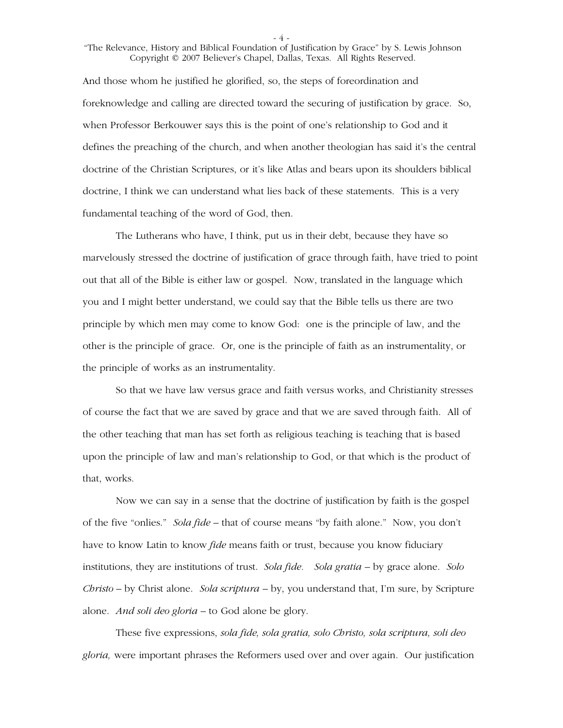And those whom he justified he glorified, so, the steps of foreordination and foreknowledge and calling are directed toward the securing of justification by grace. So, when Professor Berkouwer says this is the point of one's relationship to God and it defines the preaching of the church, and when another theologian has said it's the central doctrine of the Christian Scriptures, or it's like Atlas and bears upon its shoulders biblical doctrine, I think we can understand what lies back of these statements. This is a very fundamental teaching of the word of God, then.

The Lutherans who have, I think, put us in their debt, because they have so marvelously stressed the doctrine of justification of grace through faith, have tried to point out that all of the Bible is either law or gospel. Now, translated in the language which you and I might better understand, we could say that the Bible tells us there are two principle by which men may come to know God: one is the principle of law, and the other is the principle of grace. Or, one is the principle of faith as an instrumentality, or the principle of works as an instrumentality.

So that we have law versus grace and faith versus works, and Christianity stresses of course the fact that we are saved by grace and that we are saved through faith. All of the other teaching that man has set forth as religious teaching is teaching that is based upon the principle of law and man's relationship to God, or that which is the product of that, works.

Now we can say in a sense that the doctrine of justification by faith is the gospel of the five "onlies." *Sola fide* – that of course means "by faith alone." Now, you don't have to know Latin to know *fide* means faith or trust, because you know fiduciary institutions, they are institutions of trust. *Sola fide.* *Sola gratia* – by grace alone. *Solo Christo* – by Christ alone. *Sola scriptura* – by, you understand that, I'm sure, by Scripture alone. *And soli deo gloria* – to God alone be glory.

These five expressions, *sola fide, sola gratia, solo Christo, sola scriptura, soli deo gloria,* were important phrases the Reformers used over and over again. Our justification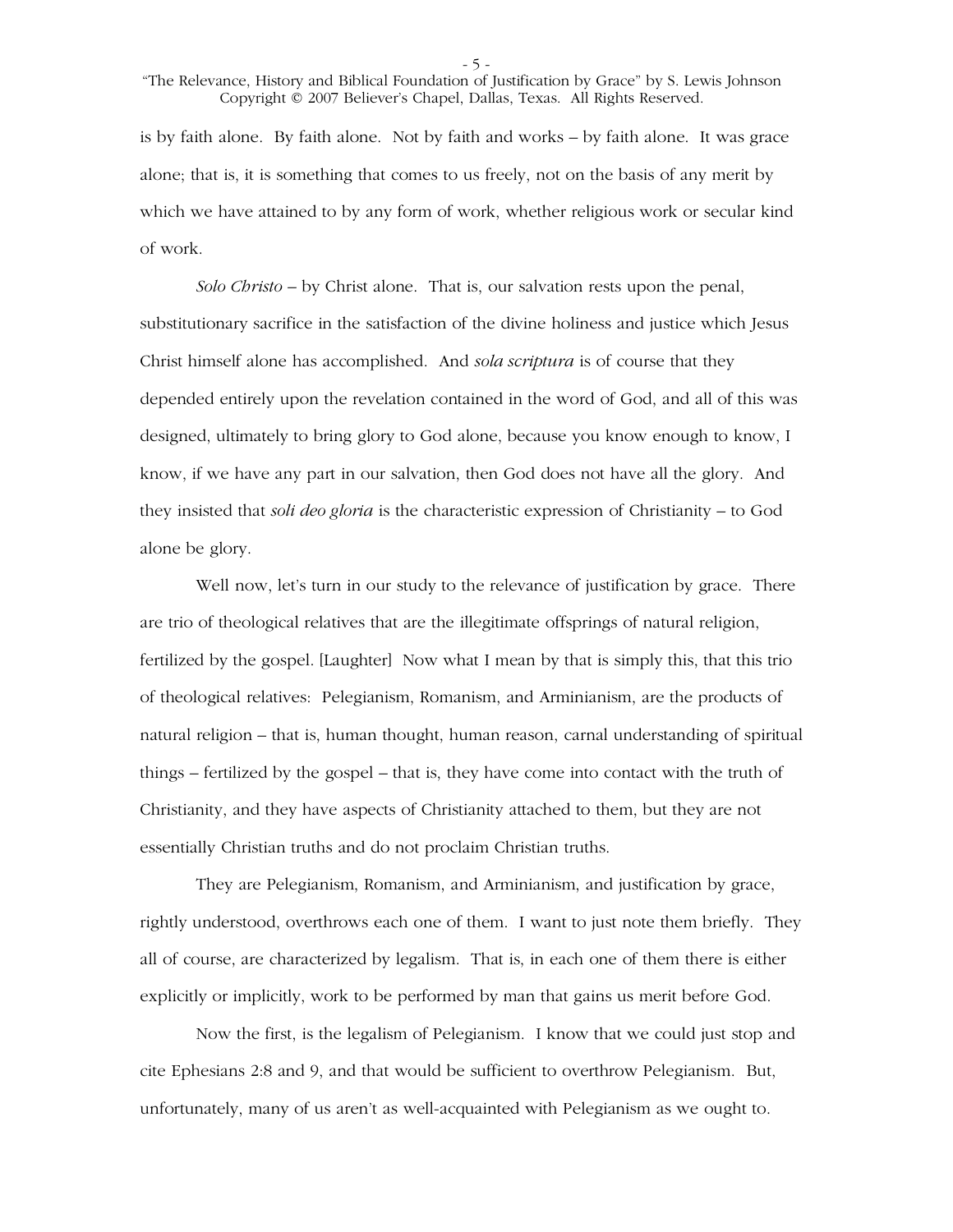is by faith alone. By faith alone. Not by faith and works – by faith alone. It was grace alone; that is, it is something that comes to us freely, not on the basis of any merit by which we have attained to by any form of work, whether religious work or secular kind of work.

*Solo Christo* – by Christ alone. That is, our salvation rests upon the penal, substitutionary sacrifice in the satisfaction of the divine holiness and justice which Jesus Christ himself alone has accomplished. And *sola scriptura* is of course that they depended entirely upon the revelation contained in the word of God, and all of this was designed, ultimately to bring glory to God alone, because you know enough to know, I know, if we have any part in our salvation, then God does not have all the glory. And they insisted that *soli deo gloria* is the characteristic expression of Christianity – to God alone be glory.

Well now, let's turn in our study to the relevance of justification by grace. There are trio of theological relatives that are the illegitimate offsprings of natural religion, fertilized by the gospel. [Laughter] Now what I mean by that is simply this, that this trio of theological relatives: Pelegianism, Romanism, and Arminianism, are the products of natural religion – that is, human thought, human reason, carnal understanding of spiritual things – fertilized by the gospel – that is, they have come into contact with the truth of Christianity, and they have aspects of Christianity attached to them, but they are not essentially Christian truths and do not proclaim Christian truths.

They are Pelegianism, Romanism, and Arminianism, and justification by grace, rightly understood, overthrows each one of them. I want to just note them briefly. They all of course, are characterized by legalism. That is, in each one of them there is either explicitly or implicitly, work to be performed by man that gains us merit before God.

Now the first, is the legalism of Pelegianism. I know that we could just stop and cite Ephesians 2:8 and 9, and that would be sufficient to overthrow Pelegianism. But, unfortunately, many of us aren't as well-acquainted with Pelegianism as we ought to.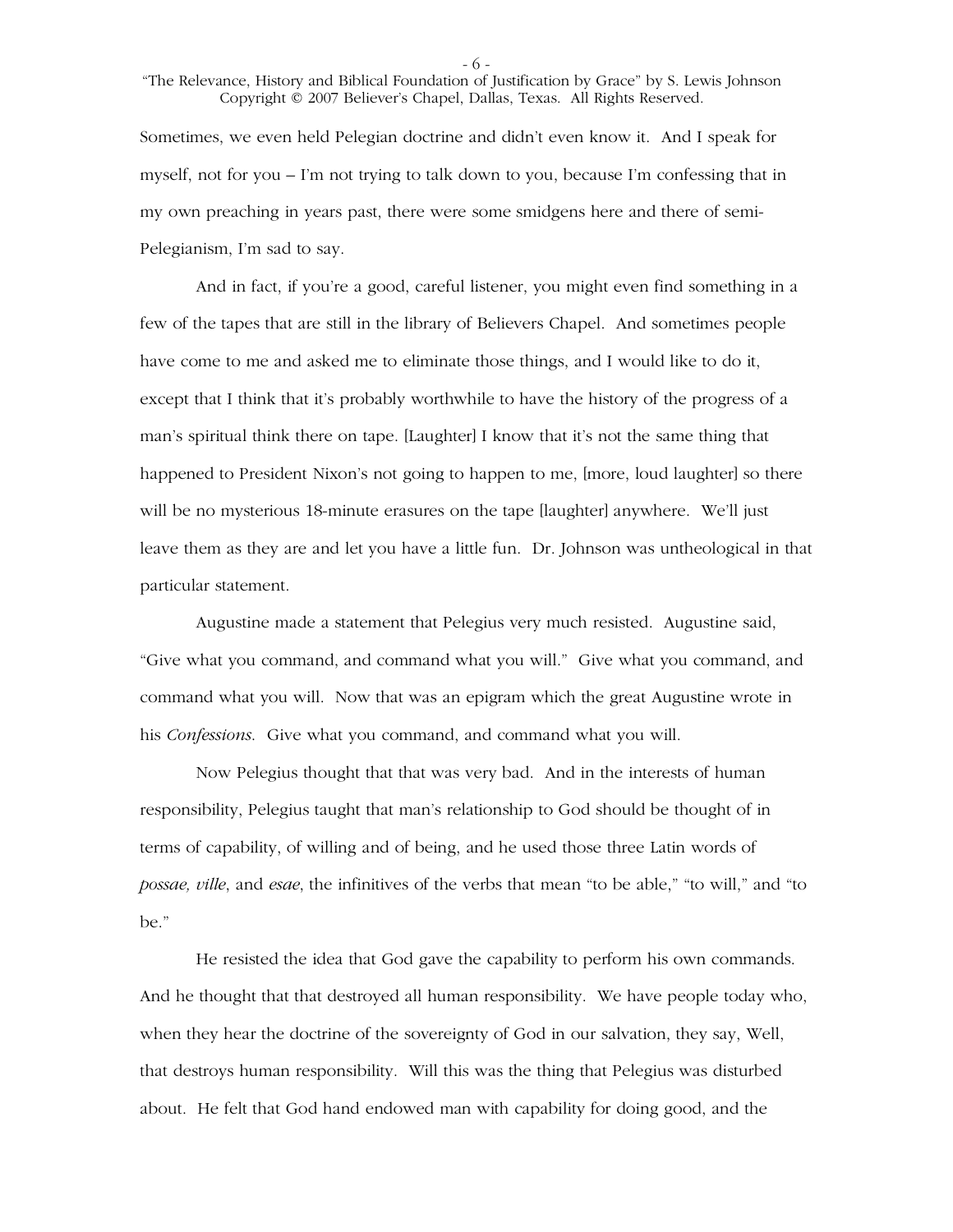Sometimes, we even held Pelegian doctrine and didn't even know it. And I speak for myself, not for you – I'm not trying to talk down to you, because I'm confessing that in my own preaching in years past, there were some smidgens here and there of semi-Pelegianism, I'm sad to say.

And in fact, if you're a good, careful listener, you might even find something in a few of the tapes that are still in the library of Believers Chapel. And sometimes people have come to me and asked me to eliminate those things, and I would like to do it, except that I think that it's probably worthwhile to have the history of the progress of a man's spiritual think there on tape. [Laughter] I know that it's not the same thing that happened to President Nixon's not going to happen to me, [more, loud laughter] so there will be no mysterious 18-minute erasures on the tape [laughter] anywhere. We'll just leave them as they are and let you have a little fun. Dr. Johnson was untheological in that particular statement.

Augustine made a statement that Pelegius very much resisted. Augustine said, "Give what you command, and command what you will." Give what you command, and command what you will. Now that was an epigram which the great Augustine wrote in his *Confessions*. Give what you command, and command what you will.

Now Pelegius thought that that was very bad. And in the interests of human responsibility, Pelegius taught that man's relationship to God should be thought of in terms of capability, of willing and of being, and he used those three Latin words of *possae, ville*, and *esae*, the infinitives of the verbs that mean "to be able," "to will," and "to be."

He resisted the idea that God gave the capability to perform his own commands. And he thought that that destroyed all human responsibility. We have people today who, when they hear the doctrine of the sovereignty of God in our salvation, they say, Well, that destroys human responsibility. Will this was the thing that Pelegius was disturbed about. He felt that God hand endowed man with capability for doing good, and the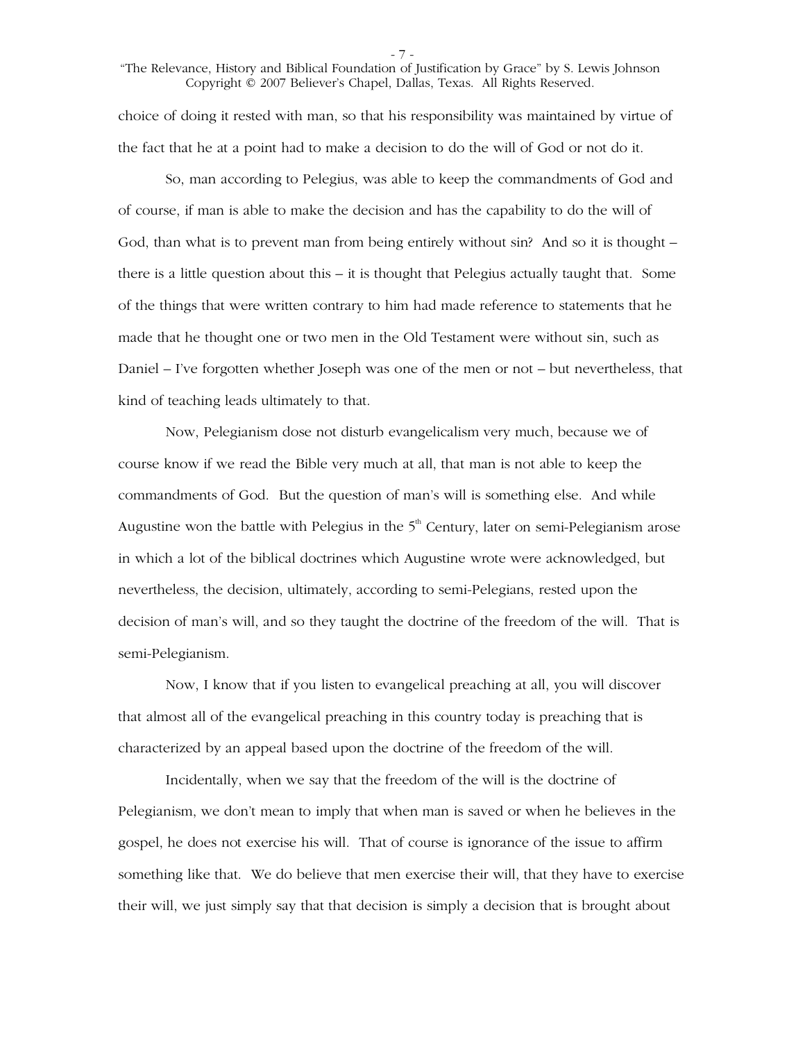choice of doing it rested with man, so that his responsibility was maintained by virtue of the fact that he at a point had to make a decision to do the will of God or not do it.

So, man according to Pelegius, was able to keep the commandments of God and of course, if man is able to make the decision and has the capability to do the will of God, than what is to prevent man from being entirely without sin? And so it is thought – there is a little question about this – it is thought that Pelegius actually taught that. Some of the things that were written contrary to him had made reference to statements that he made that he thought one or two men in the Old Testament were without sin, such as Daniel – I've forgotten whether Joseph was one of the men or not – but nevertheless, that kind of teaching leads ultimately to that.

Now, Pelegianism dose not disturb evangelicalism very much, because we of course know if we read the Bible very much at all, that man is not able to keep the commandments of God. But the question of man's will is something else. And while Augustine won the battle with Pelegius in the 5th Century, later on semi-Pelegianism arose in which a lot of the biblical doctrines which Augustine wrote were acknowledged, but nevertheless, the decision, ultimately, according to semi-Pelegians, rested upon the decision of man's will, and so they taught the doctrine of the freedom of the will. That is semi-Pelegianism.

Now, I know that if you listen to evangelical preaching at all, you will discover that almost all of the evangelical preaching in this country today is preaching that is characterized by an appeal based upon the doctrine of the freedom of the will.

Incidentally, when we say that the freedom of the will is the doctrine of Pelegianism, we don't mean to imply that when man is saved or when he believes in the gospel, he does not exercise his will. That of course is ignorance of the issue to affirm something like that. We do believe that men exercise their will, that they have to exercise their will, we just simply say that that decision is simply a decision that is brought about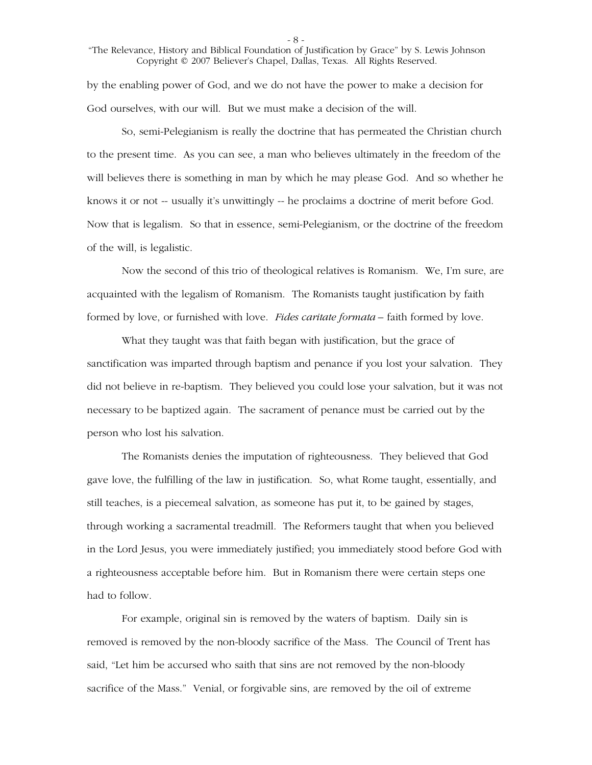by the enabling power of God, and we do not have the power to make a decision for God ourselves, with our will. But we must make a decision of the will.

So, semi-Pelegianism is really the doctrine that has permeated the Christian church to the present time. As you can see, a man who believes ultimately in the freedom of the will believes there is something in man by which he may please God. And so whether he knows it or not -- usually it's unwittingly -- he proclaims a doctrine of merit before God. Now that is legalism. So that in essence, semi-Pelegianism, or the doctrine of the freedom of the will, is legalistic.

Now the second of this trio of theological relatives is Romanism. We, I'm sure, are acquainted with the legalism of Romanism. The Romanists taught justification by faith formed by love, or furnished with love. *Fides caritate formata* – faith formed by love.

What they taught was that faith began with justification, but the grace of sanctification was imparted through baptism and penance if you lost your salvation. They did not believe in re-baptism. They believed you could lose your salvation, but it was not necessary to be baptized again. The sacrament of penance must be carried out by the person who lost his salvation.

The Romanists denies the imputation of righteousness. They believed that God gave love, the fulfilling of the law in justification. So, what Rome taught, essentially, and still teaches, is a piecemeal salvation, as someone has put it, to be gained by stages, through working a sacramental treadmill. The Reformers taught that when you believed in the Lord Jesus, you were immediately justified; you immediately stood before God with a righteousness acceptable before him. But in Romanism there were certain steps one had to follow.

For example, original sin is removed by the waters of baptism. Daily sin is removed is removed by the non-bloody sacrifice of the Mass. The Council of Trent has said, "Let him be accursed who saith that sins are not removed by the non-bloody sacrifice of the Mass." Venial, or forgivable sins, are removed by the oil of extreme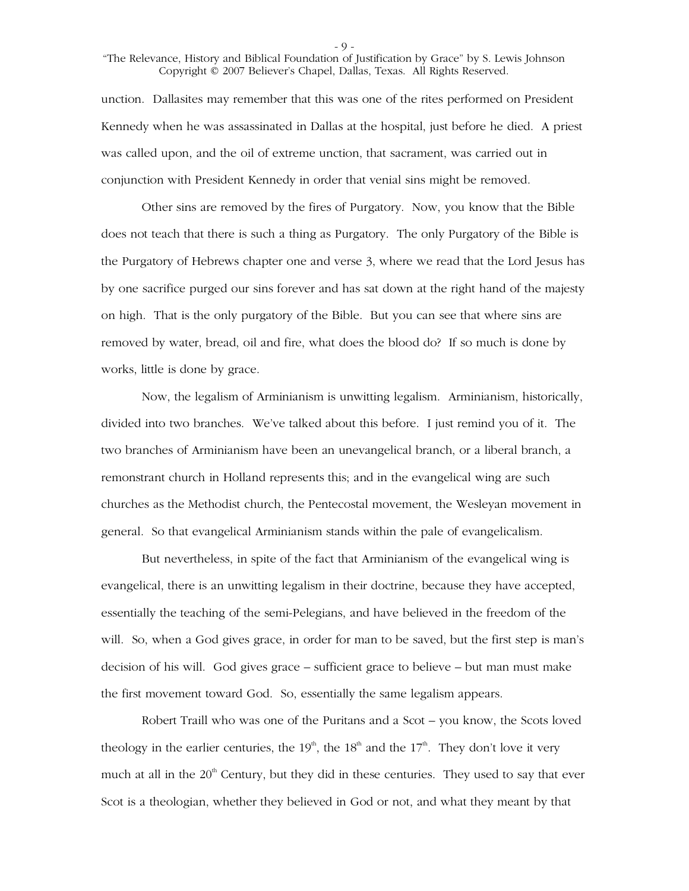unction. Dallasites may remember that this was one of the rites performed on President Kennedy when he was assassinated in Dallas at the hospital, just before he died. A priest was called upon, and the oil of extreme unction, that sacrament, was carried out in conjunction with President Kennedy in order that venial sins might be removed.

Other sins are removed by the fires of Purgatory. Now, you know that the Bible does not teach that there is such a thing as Purgatory. The only Purgatory of the Bible is the Purgatory of Hebrews chapter one and verse 3, where we read that the Lord Jesus has by one sacrifice purged our sins forever and has sat down at the right hand of the majesty on high. That is the only purgatory of the Bible. But you can see that where sins are removed by water, bread, oil and fire, what does the blood do? If so much is done by works, little is done by grace.

Now, the legalism of Arminianism is unwitting legalism. Arminianism, historically, divided into two branches. We've talked about this before. I just remind you of it. The two branches of Arminianism have been an unevangelical branch, or a liberal branch, a remonstrant church in Holland represents this; and in the evangelical wing are such churches as the Methodist church, the Pentecostal movement, the Wesleyan movement in general. So that evangelical Arminianism stands within the pale of evangelicalism.

But nevertheless, in spite of the fact that Arminianism of the evangelical wing is evangelical, there is an unwitting legalism in their doctrine, because they have accepted, essentially the teaching of the semi-Pelegians, and have believed in the freedom of the will. So, when a God gives grace, in order for man to be saved, but the first step is man's decision of his will. God gives grace – sufficient grace to believe – but man must make the first movement toward God. So, essentially the same legalism appears.

Robert Traill who was one of the Puritans and a Scot – you know, the Scots loved theology in the earlier centuries, the 19th, the 18th and the 17th. They don't love it very much at all in the 20th Century, but they did in these centuries. They used to say that ever Scot is a theologian, whether they believed in God or not, and what they meant by that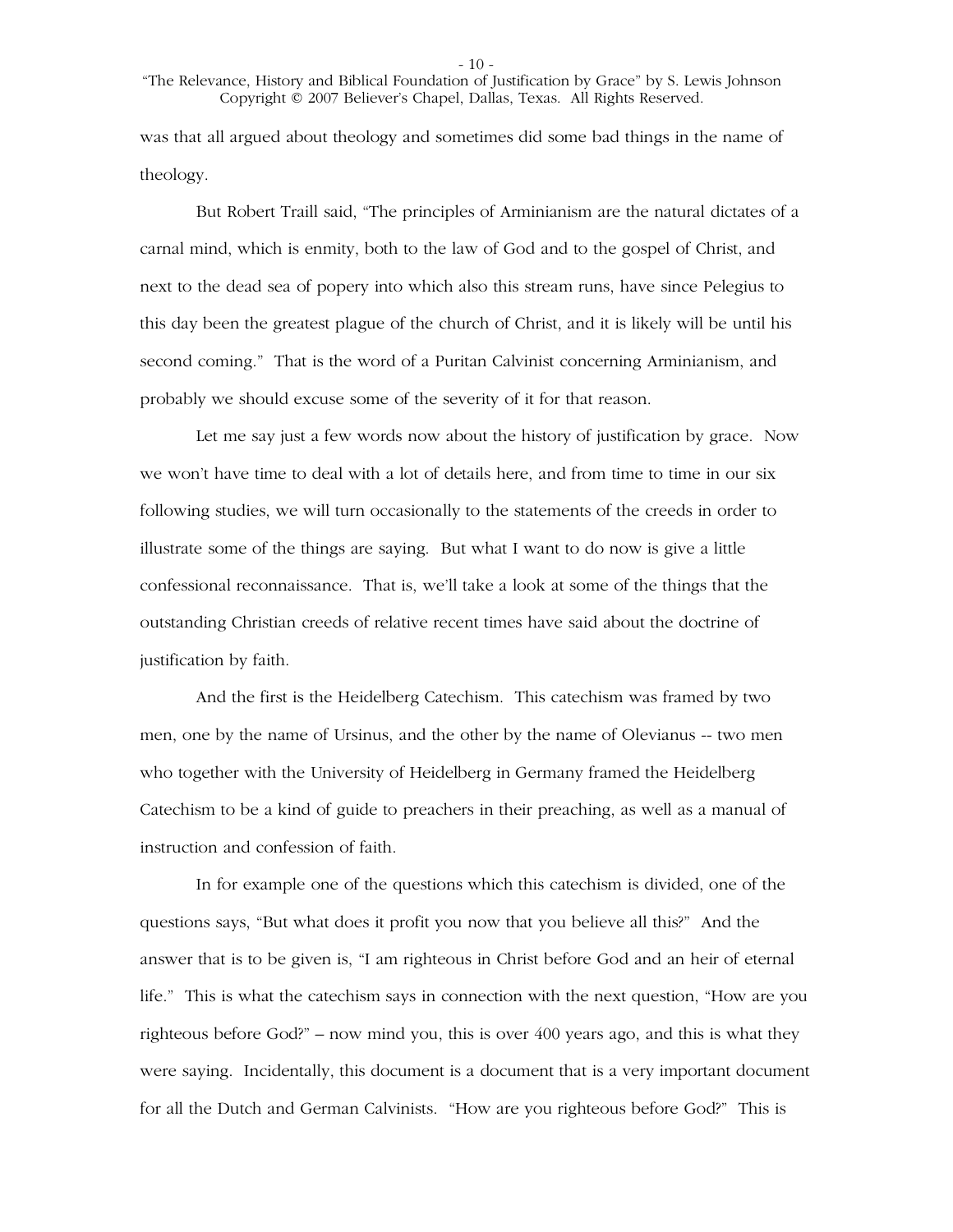was that all argued about theology and sometimes did some bad things in the name of theology.

But Robert Traill said, "The principles of Arminianism are the natural dictates of a carnal mind, which is enmity, both to the law of God and to the gospel of Christ, and next to the dead sea of popery into which also this stream runs, have since Pelegius to this day been the greatest plague of the church of Christ, and it is likely will be until his second coming." That is the word of a Puritan Calvinist concerning Arminianism, and probably we should excuse some of the severity of it for that reason.

Let me say just a few words now about the history of justification by grace. Now we won't have time to deal with a lot of details here, and from time to time in our six following studies, we will turn occasionally to the statements of the creeds in order to illustrate some of the things are saying. But what I want to do now is give a little confessional reconnaissance. That is, we'll take a look at some of the things that the outstanding Christian creeds of relative recent times have said about the doctrine of justification by faith.

And the first is the Heidelberg Catechism. This catechism was framed by two men, one by the name of Ursinus, and the other by the name of Olevianus -- two men who together with the University of Heidelberg in Germany framed the Heidelberg Catechism to be a kind of guide to preachers in their preaching, as well as a manual of instruction and confession of faith.

In for example one of the questions which this catechism is divided, one of the questions says, "But what does it profit you now that you believe all this?" And the answer that is to be given is, "I am righteous in Christ before God and an heir of eternal life." This is what the catechism says in connection with the next question, "How are you righteous before God?" – now mind you, this is over 400 years ago, and this is what they were saying. Incidentally, this document is a document that is a very important document for all the Dutch and German Calvinists. "How are you righteous before God?" This is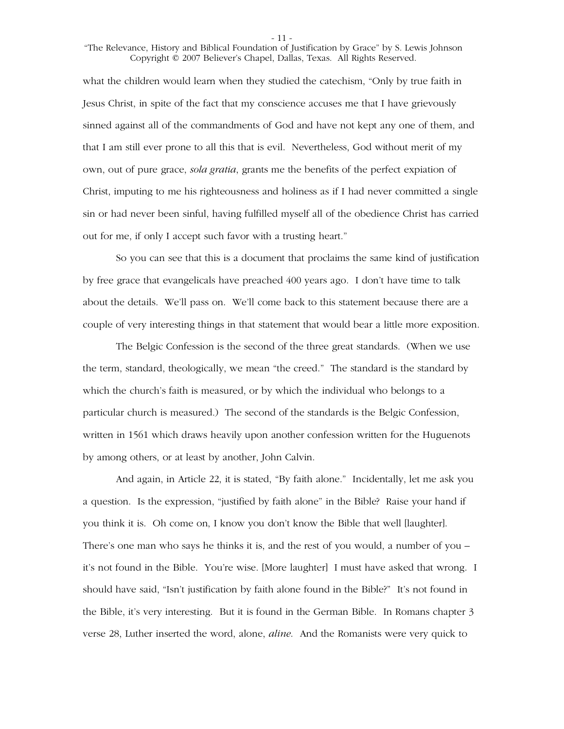what the children would learn when they studied the catechism, "Only by true faith in Jesus Christ, in spite of the fact that my conscience accuses me that I have grievously sinned against all of the commandments of God and have not kept any one of them, and that I am still ever prone to all this that is evil. Nevertheless, God without merit of my own, out of pure grace, *sola gratia*, grants me the benefits of the perfect expiation of Christ, imputing to me his righteousness and holiness as if I had never committed a single sin or had never been sinful, having fulfilled myself all of the obedience Christ has carried out for me, if only I accept such favor with a trusting heart."

So you can see that this is a document that proclaims the same kind of justification by free grace that evangelicals have preached 400 years ago. I don't have time to talk about the details. We'll pass on. We'll come back to this statement because there are a couple of very interesting things in that statement that would bear a little more exposition.

The Belgic Confession is the second of the three great standards. (When we use the term, standard, theologically, we mean "the creed." The standard is the standard by which the church's faith is measured, or by which the individual who belongs to a particular church is measured.) The second of the standards is the Belgic Confession, written in 1561 which draws heavily upon another confession written for the Huguenots by among others, or at least by another, John Calvin.

And again, in Article 22, it is stated, "By faith alone." Incidentally, let me ask you a question. Is the expression, "justified by faith alone" in the Bible? Raise your hand if you think it is. Oh come on, I know you don't know the Bible that well [laughter]. There's one man who says he thinks it is, and the rest of you would, a number of you – it's not found in the Bible. You're wise. [More laughter] I must have asked that wrong. I should have said, "Isn't justification by faith alone found in the Bible?" It's not found in the Bible, it's very interesting. But it is found in the German Bible. In Romans chapter 3 verse 28, Luther inserted the word, alone, *aline*. And the Romanists were very quick to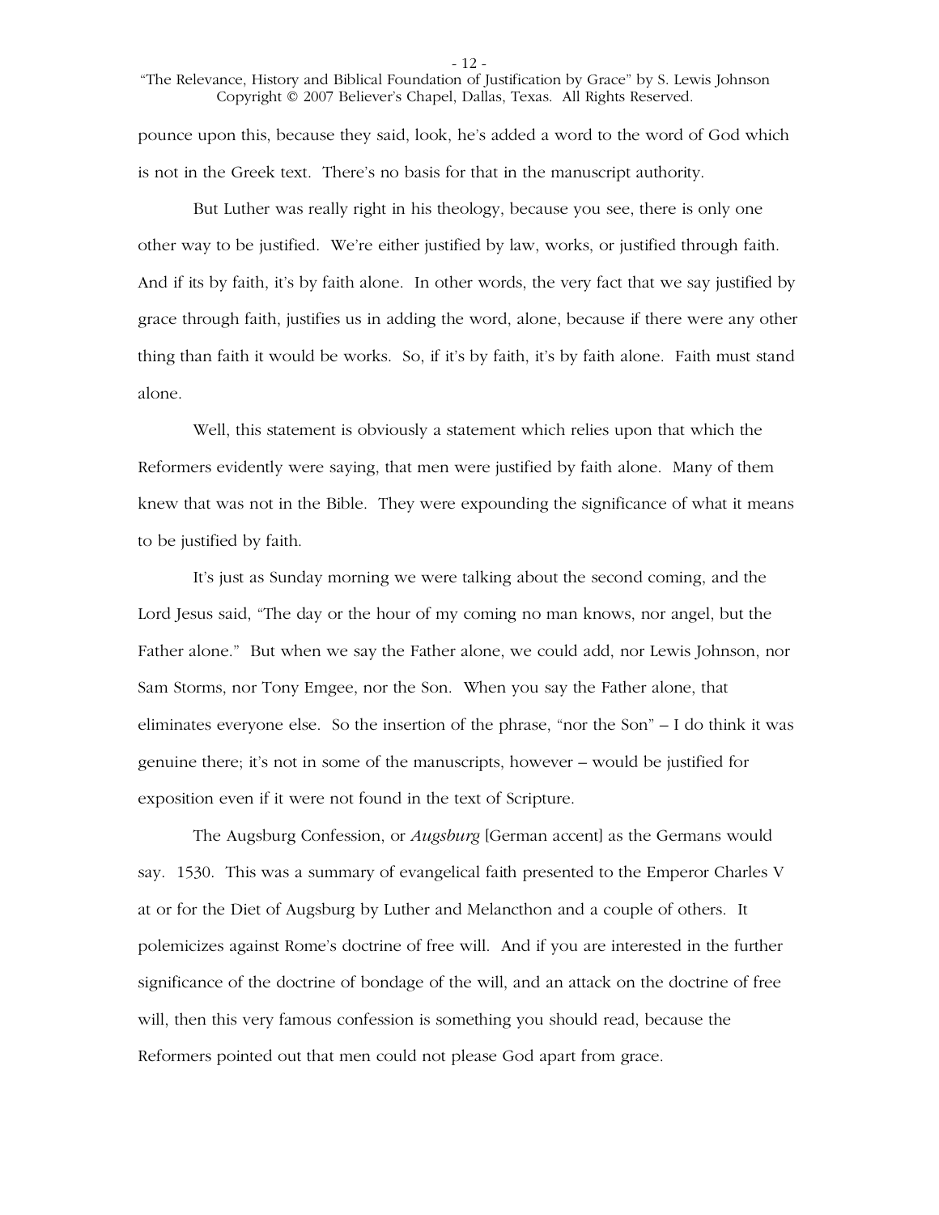pounce upon this, because they said, look, he's added a word to the word of God which is not in the Greek text. There's no basis for that in the manuscript authority.

But Luther was really right in his theology, because you see, there is only one other way to be justified. We're either justified by law, works, or justified through faith. And if its by faith, it's by faith alone. In other words, the very fact that we say justified by grace through faith, justifies us in adding the word, alone, because if there were any other thing than faith it would be works. So, if it's by faith, it's by faith alone. Faith must stand alone.

Well, this statement is obviously a statement which relies upon that which the Reformers evidently were saying, that men were justified by faith alone. Many of them knew that was not in the Bible. They were expounding the significance of what it means to be justified by faith.

It's just as Sunday morning we were talking about the second coming, and the Lord Jesus said, "The day or the hour of my coming no man knows, nor angel, but the Father alone." But when we say the Father alone, we could add, nor Lewis Johnson, nor Sam Storms, nor Tony Emgee, nor the Son. When you say the Father alone, that eliminates everyone else. So the insertion of the phrase, "nor the Son" – I do think it was genuine there; it's not in some of the manuscripts, however – would be justified for exposition even if it were not found in the text of Scripture.

The Augsburg Confession, or *Augsburg* [German accent] as the Germans would say. 1530. This was a summary of evangelical faith presented to the Emperor Charles V at or for the Diet of Augsburg by Luther and Melancthon and a couple of others. It polemicizes against Rome's doctrine of free will. And if you are interested in the further significance of the doctrine of bondage of the will, and an attack on the doctrine of free will, then this very famous confession is something you should read, because the Reformers pointed out that men could not please God apart from grace.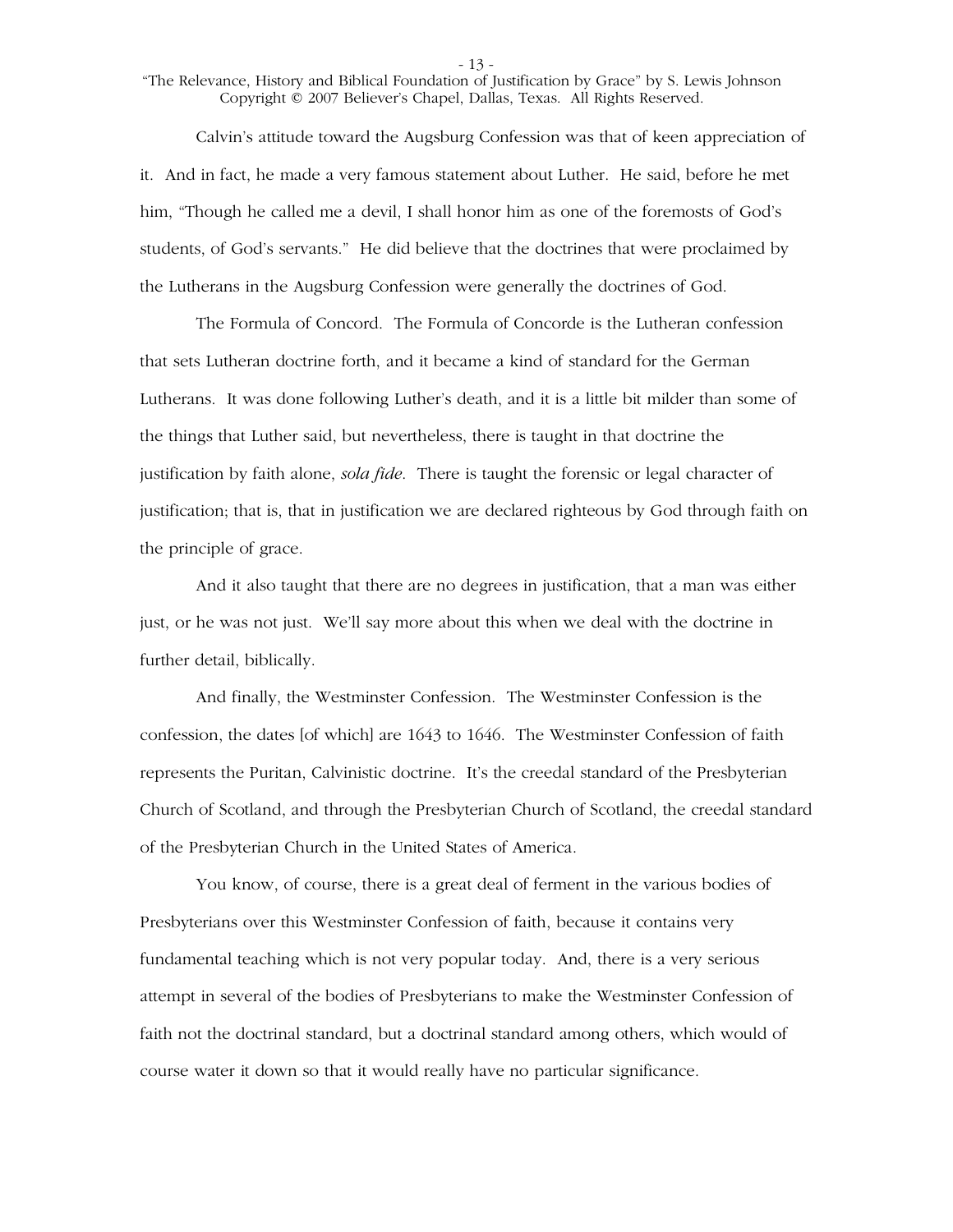Calvin's attitude toward the Augsburg Confession was that of keen appreciation of it. And in fact, he made a very famous statement about Luther. He said, before he met him, "Though he called me a devil, I shall honor him as one of the foremosts of God's students, of God's servants." He did believe that the doctrines that were proclaimed by the Lutherans in the Augsburg Confession were generally the doctrines of God.

The Formula of Concord. The Formula of Concorde is the Lutheran confession that sets Lutheran doctrine forth, and it became a kind of standard for the German Lutherans. It was done following Luther's death, and it is a little bit milder than some of the things that Luther said, but nevertheless, there is taught in that doctrine the justification by faith alone, *sola fide*. There is taught the forensic or legal character of justification; that is, that in justification we are declared righteous by God through faith on the principle of grace.

And it also taught that there are no degrees in justification, that a man was either just, or he was not just. We'll say more about this when we deal with the doctrine in further detail, biblically.

And finally, the Westminster Confession. The Westminster Confession is the confession, the dates [of which] are 1643 to 1646. The Westminster Confession of faith represents the Puritan, Calvinistic doctrine. It's the creedal standard of the Presbyterian Church of Scotland, and through the Presbyterian Church of Scotland, the creedal standard of the Presbyterian Church in the United States of America.

You know, of course, there is a great deal of ferment in the various bodies of Presbyterians over this Westminster Confession of faith, because it contains very fundamental teaching which is not very popular today. And, there is a very serious attempt in several of the bodies of Presbyterians to make the Westminster Confession of faith not the doctrinal standard, but a doctrinal standard among others, which would of course water it down so that it would really have no particular significance.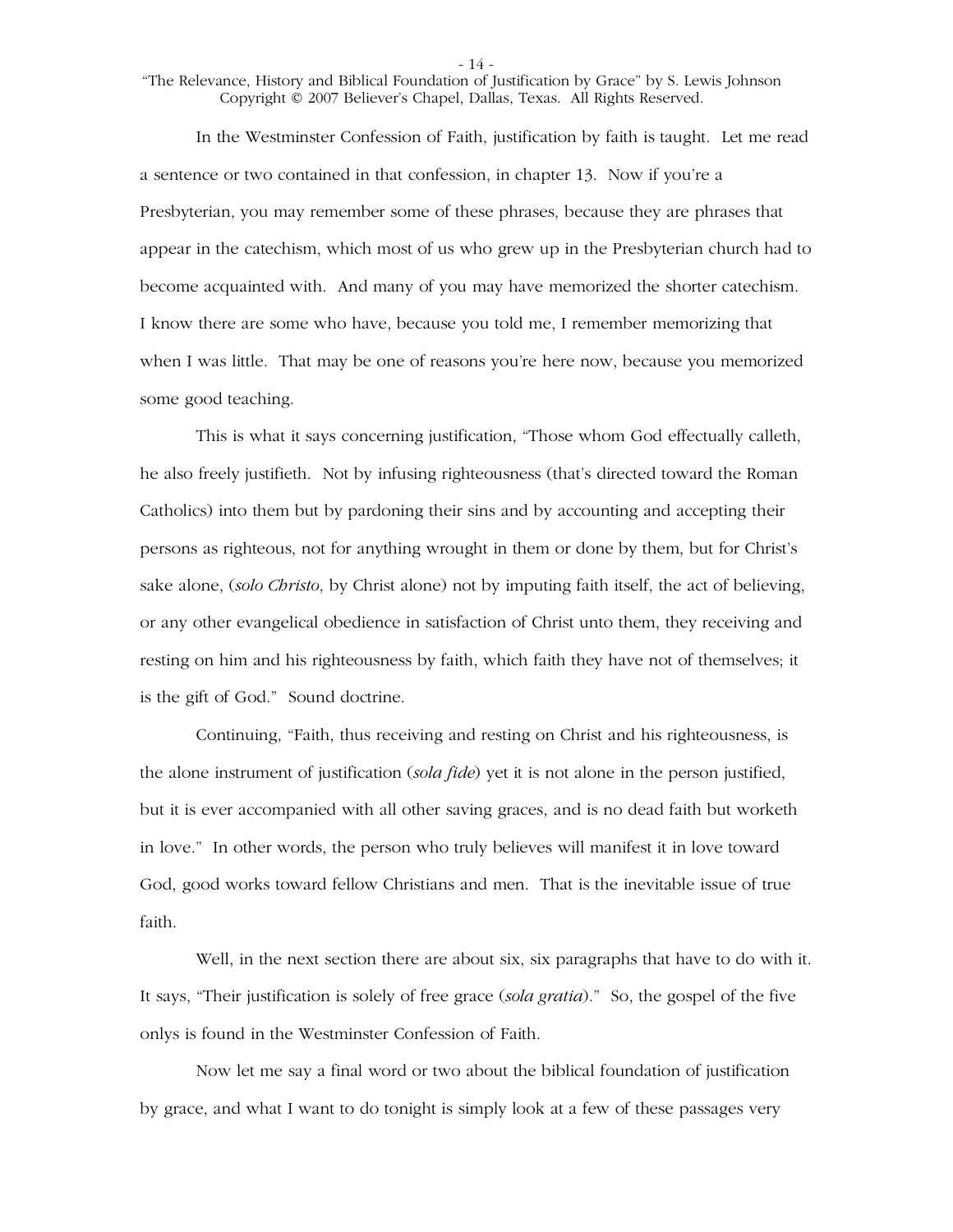In the Westminster Confession of Faith, justification by faith is taught. Let me read a sentence or two contained in that confession, in chapter 13. Now if you're a Presbyterian, you may remember some of these phrases, because they are phrases that appear in the catechism, which most of us who grew up in the Presbyterian church had to become acquainted with. And many of you may have memorized the shorter catechism. I know there are some who have, because you told me, I remember memorizing that when I was little. That may be one of reasons you're here now, because you memorized some good teaching.

This is what it says concerning justification, "Those whom God effectually calleth, he also freely justifieth. Not by infusing righteousness (that's directed toward the Roman Catholics) into them but by pardoning their sins and by accounting and accepting their persons as righteous, not for anything wrought in them or done by them, but for Christ's sake alone, (*solo Christo*, by Christ alone) not by imputing faith itself, the act of believing, or any other evangelical obedience in satisfaction of Christ unto them, they receiving and resting on him and his righteousness by faith, which faith they have not of themselves; it is the gift of God." Sound doctrine.

Continuing, "Faith, thus receiving and resting on Christ and his righteousness, is the alone instrument of justification (*sola fide*) yet it is not alone in the person justified, but it is ever accompanied with all other saving graces, and is no dead faith but worketh in love." In other words, the person who truly believes will manifest it in love toward God, good works toward fellow Christians and men. That is the inevitable issue of true faith.

Well, in the next section there are about six, six paragraphs that have to do with it. It says, "Their justification is solely of free grace (*sola gratia*)." So, the gospel of the five onlys is found in the Westminster Confession of Faith.

Now let me say a final word or two about the biblical foundation of justification by grace, and what I want to do tonight is simply look at a few of these passages very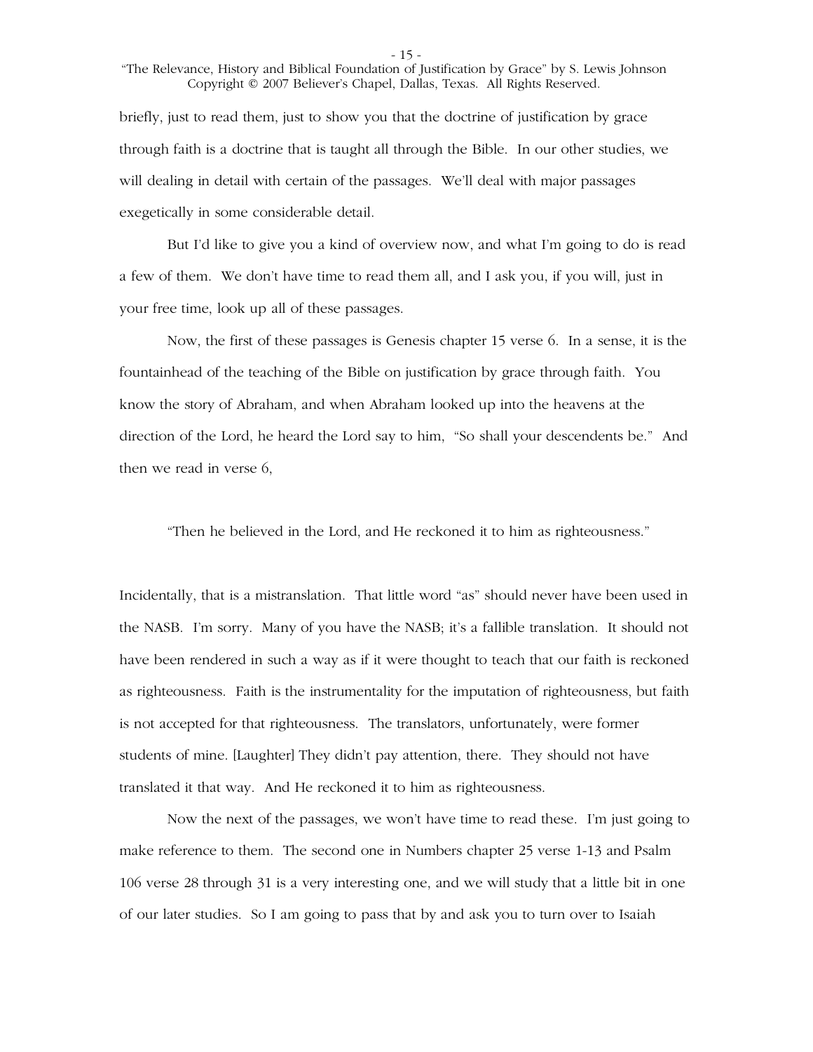briefly, just to read them, just to show you that the doctrine of justification by grace through faith is a doctrine that is taught all through the Bible. In our other studies, we will dealing in detail with certain of the passages. We'll deal with major passages exegetically in some considerable detail.

But I'd like to give you a kind of overview now, and what I'm going to do is read a few of them. We don't have time to read them all, and I ask you, if you will, just in your free time, look up all of these passages.

Now, the first of these passages is Genesis chapter 15 verse 6. In a sense, it is the fountainhead of the teaching of the Bible on justification by grace through faith. You know the story of Abraham, and when Abraham looked up into the heavens at the direction of the Lord, he heard the Lord say to him, "So shall your descendents be." And then we read in verse 6,

"Then he believed in the Lord, and He reckoned it to him as righteousness."

Incidentally, that is a mistranslation. That little word "as" should never have been used in the NASB. I'm sorry. Many of you have the NASB; it's a fallible translation. It should not have been rendered in such a way as if it were thought to teach that our faith is reckoned as righteousness. Faith is the instrumentality for the imputation of righteousness, but faith is not accepted for that righteousness. The translators, unfortunately, were former students of mine. [Laughter] They didn't pay attention, there. They should not have translated it that way. And He reckoned it to him as righteousness.

Now the next of the passages, we won't have time to read these. I'm just going to make reference to them. The second one in Numbers chapter 25 verse 1-13 and Psalm 106 verse 28 through 31 is a very interesting one, and we will study that a little bit in one of our later studies. So I am going to pass that by and ask you to turn over to Isaiah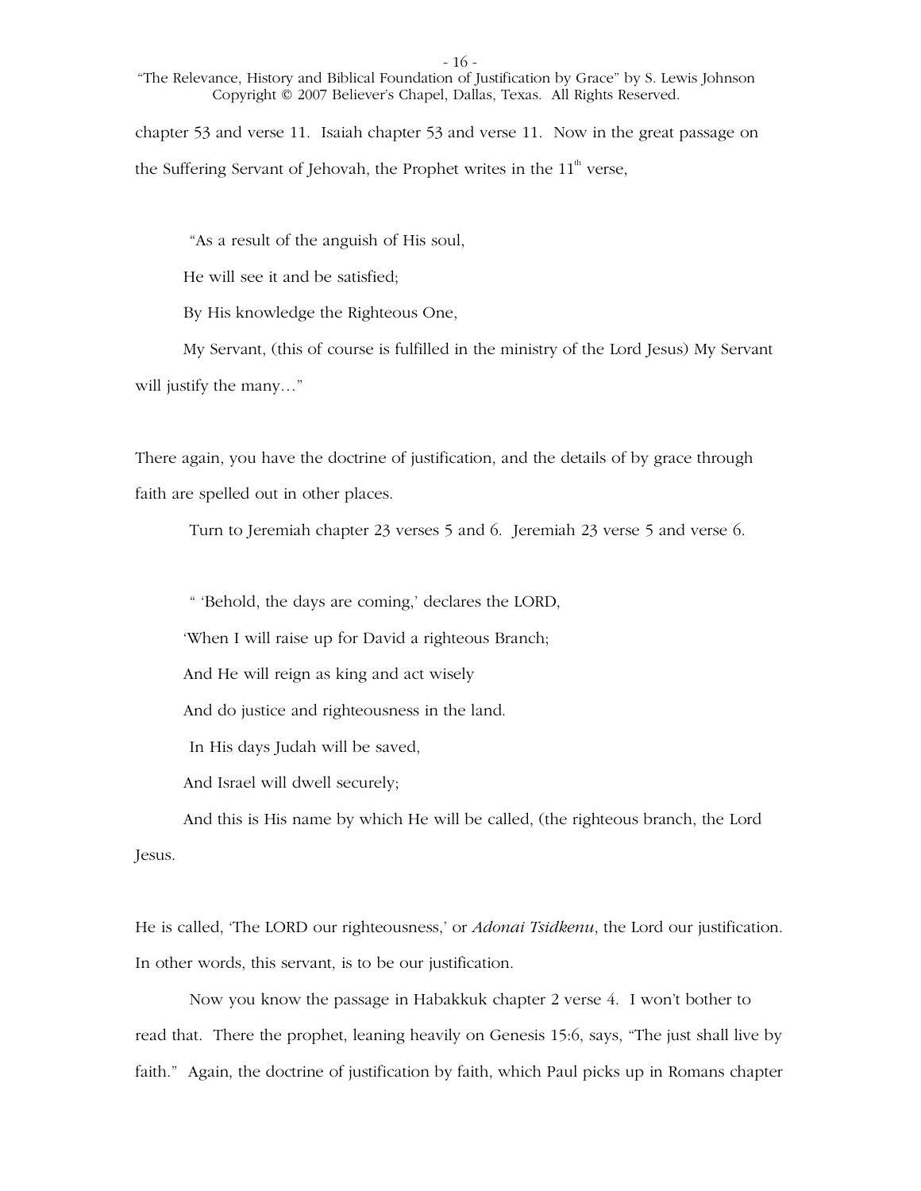chapter 53 and verse 11. Isaiah chapter 53 and verse 11. Now in the great passage on the Suffering Servant of Jehovah, the Prophet writes in the 11th verse,

> "As a result of the anguish of His soul,
>
> He will see it and be satisfied;
>
> By His knowledge the Righteous One,
>
> My Servant, (this of course is fulfilled in the ministry of the Lord Jesus) My Servant will justify the many…"

There again, you have the doctrine of justification, and the details of by grace through faith are spelled out in other places.

Turn to Jeremiah chapter 23 verses 5 and 6. Jeremiah 23 verse 5 and verse 6.

> " 'Behold, the days are coming,' declares the LORD,
>
> 'When I will raise up for David a righteous Branch;
>
> And He will reign as king and act wisely
>
> And do justice and righteousness in the land.
>
> In His days Judah will be saved,
>
> And Israel will dwell securely;
>
> And this is His name by which He will be called, (the righteous branch, the Lord Jesus.

He is called, 'The LORD our righteousness,' or *Adonai Tsidkenu*, the Lord our justification. In other words, this servant, is to be our justification.

Now you know the passage in Habakkuk chapter 2 verse 4. I won't bother to read that. There the prophet, leaning heavily on Genesis 15:6, says, "The just shall live by faith." Again, the doctrine of justification by faith, which Paul picks up in Romans chapter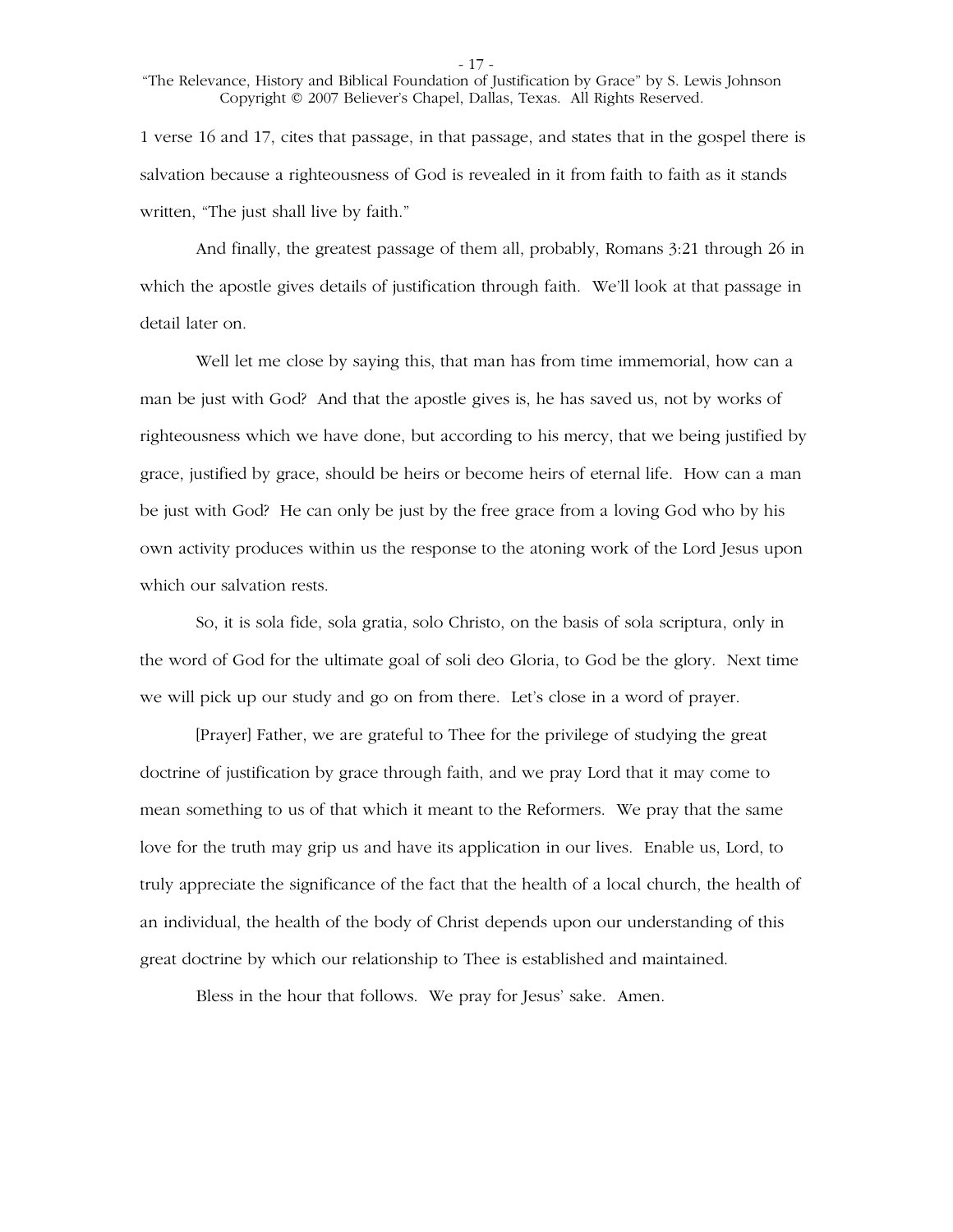1 verse 16 and 17, cites that passage, in that passage, and states that in the gospel there is salvation because a righteousness of God is revealed in it from faith to faith as it stands written, "The just shall live by faith."

And finally, the greatest passage of them all, probably, Romans 3:21 through 26 in which the apostle gives details of justification through faith. We'll look at that passage in detail later on.

Well let me close by saying this, that man has from time immemorial, how can a man be just with God? And that the apostle gives is, he has saved us, not by works of righteousness which we have done, but according to his mercy, that we being justified by grace, justified by grace, should be heirs or become heirs of eternal life. How can a man be just with God? He can only be just by the free grace from a loving God who by his own activity produces within us the response to the atoning work of the Lord Jesus upon which our salvation rests.

So, it is sola fide, sola gratia, solo Christo, on the basis of sola scriptura, only in the word of God for the ultimate goal of soli deo Gloria, to God be the glory. Next time we will pick up our study and go on from there. Let's close in a word of prayer.

[Prayer] Father, we are grateful to Thee for the privilege of studying the great doctrine of justification by grace through faith, and we pray Lord that it may come to mean something to us of that which it meant to the Reformers. We pray that the same love for the truth may grip us and have its application in our lives. Enable us, Lord, to truly appreciate the significance of the fact that the health of a local church, the health of an individual, the health of the body of Christ depends upon our understanding of this great doctrine by which our relationship to Thee is established and maintained.

Bless in the hour that follows. We pray for Jesus' sake. Amen.